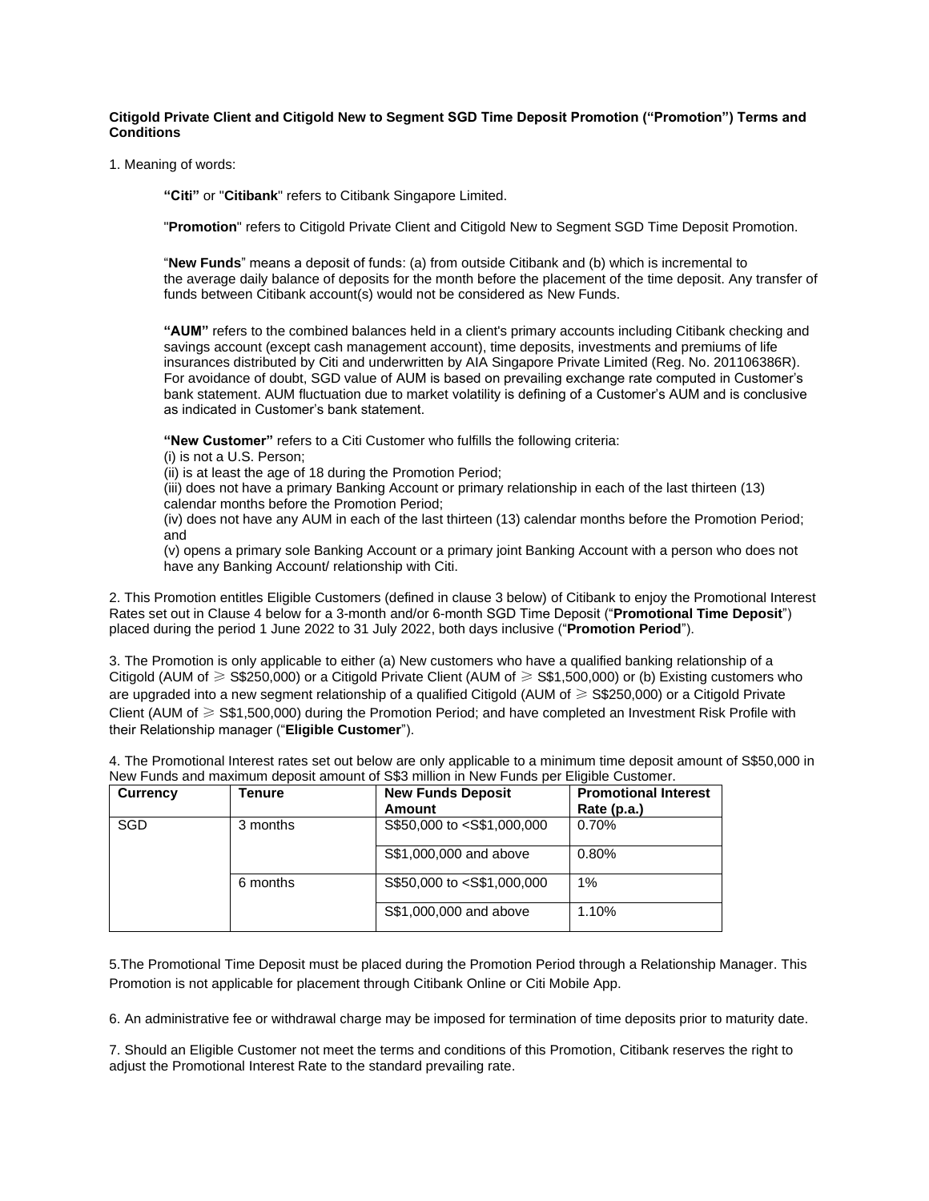**Citigold Private Client and Citigold New to Segment SGD Time Deposit Promotion ("Promotion") Terms and Conditions**

1. Meaning of words:

   **"Citi"** or "**Citibank**" refers to Citibank Singapore Limited.

   "**Promotion**" refers to Citigold Private Client and Citigold New to Segment SGD Time Deposit Promotion.

   "**New Funds**" means a deposit of funds: (a) from outside Citibank and (b) which is incremental to the average daily balance of deposits for the month before the placement of the time deposit. Any transfer of funds between Citibank account(s) would not be considered as New Funds.

   **"AUM"** refers to the combined balances held in a client's primary accounts including Citibank checking and savings account (except cash management account), time deposits, investments and premiums of life insurances distributed by Citi and underwritten by AIA Singapore Private Limited (Reg. No. 201106386R). For avoidance of doubt, SGD value of AUM is based on prevailing exchange rate computed in Customer's bank statement. AUM fluctuation due to market volatility is defining of a Customer's AUM and is conclusive as indicated in Customer's bank statement.

   **"New Customer"** refers to a Citi Customer who fulfills the following criteria:
   (i) is not a U.S. Person;
   (ii) is at least the age of 18 during the Promotion Period;
   (iii) does not have a primary Banking Account or primary relationship in each of the last thirteen (13) calendar months before the Promotion Period;
   (iv) does not have any AUM in each of the last thirteen (13) calendar months before the Promotion Period; and
   (v) opens a primary sole Banking Account or a primary joint Banking Account with a person who does not have any Banking Account/ relationship with Citi.

2. This Promotion entitles Eligible Customers (defined in clause 3 below) of Citibank to enjoy the Promotional Interest Rates set out in Clause 4 below for a 3-month and/or 6-month SGD Time Deposit ("**Promotional Time Deposit**") placed during the period 1 June 2022 to 31 July 2022, both days inclusive ("**Promotion Period**").

3. The Promotion is only applicable to either (a) New customers who have a qualified banking relationship of a Citigold (AUM of ≥ S$250,000) or a Citigold Private Client (AUM of ≥ S$1,500,000) or (b) Existing customers who are upgraded into a new segment relationship of a qualified Citigold (AUM of ≥ S$250,000) or a Citigold Private Client (AUM of ≥ S$1,500,000) during the Promotion Period; and have completed an Investment Risk Profile with their Relationship manager ("**Eligible Customer**").

4. The Promotional Interest rates set out below are only applicable to a minimum time deposit amount of S$50,000 in New Funds and maximum deposit amount of S$3 million in New Funds per Eligible Customer.

| Currency | Tenure | New Funds Deposit Amount | Promotional Interest Rate (p.a.) |
|---|---|---|---|
| SGD | 3 months | S$50,000 to <S$1,000,000 | 0.70% |
| | | S$1,000,000 and above | 0.80% |
| | 6 months | S$50,000 to <S$1,000,000 | 1% |
| | | S$1,000,000 and above | 1.10% |

5. The Promotional Time Deposit must be placed during the Promotion Period through a Relationship Manager. This Promotion is not applicable for placement through Citibank Online or Citi Mobile App.

6. An administrative fee or withdrawal charge may be imposed for termination of time deposits prior to maturity date.

7. Should an Eligible Customer not meet the terms and conditions of this Promotion, Citibank reserves the right to adjust the Promotional Interest Rate to the standard prevailing rate.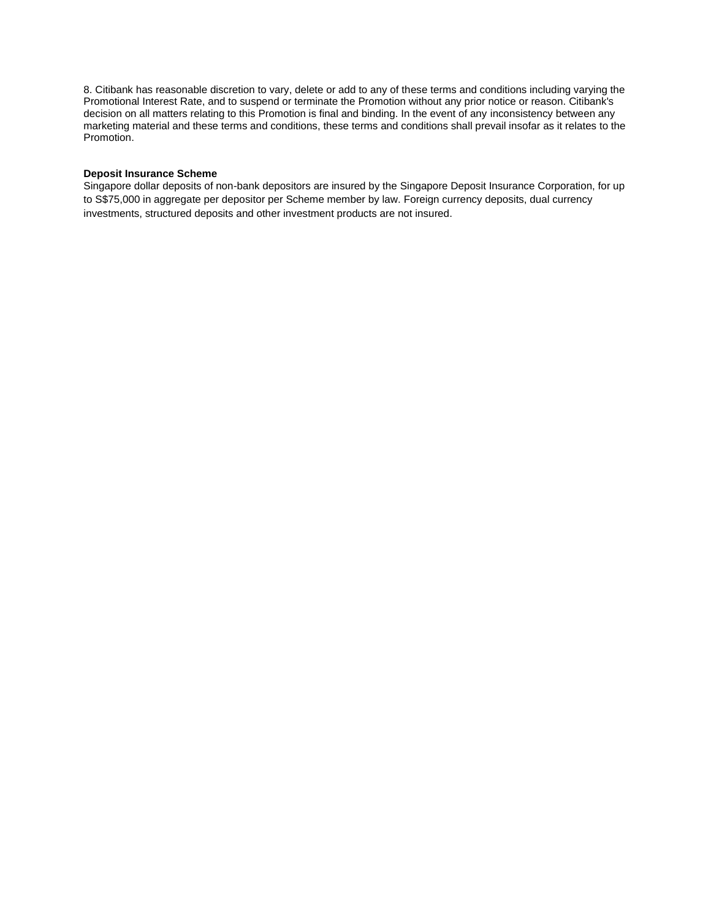8. Citibank has reasonable discretion to vary, delete or add to any of these terms and conditions including varying the Promotional Interest Rate, and to suspend or terminate the Promotion without any prior notice or reason. Citibank's decision on all matters relating to this Promotion is final and binding. In the event of any inconsistency between any marketing material and these terms and conditions, these terms and conditions shall prevail insofar as it relates to the Promotion.

**Deposit Insurance Scheme**

Singapore dollar deposits of non-bank depositors are insured by the Singapore Deposit Insurance Corporation, for up to S$75,000 in aggregate per depositor per Scheme member by law. Foreign currency deposits, dual currency investments, structured deposits and other investment products are not insured.